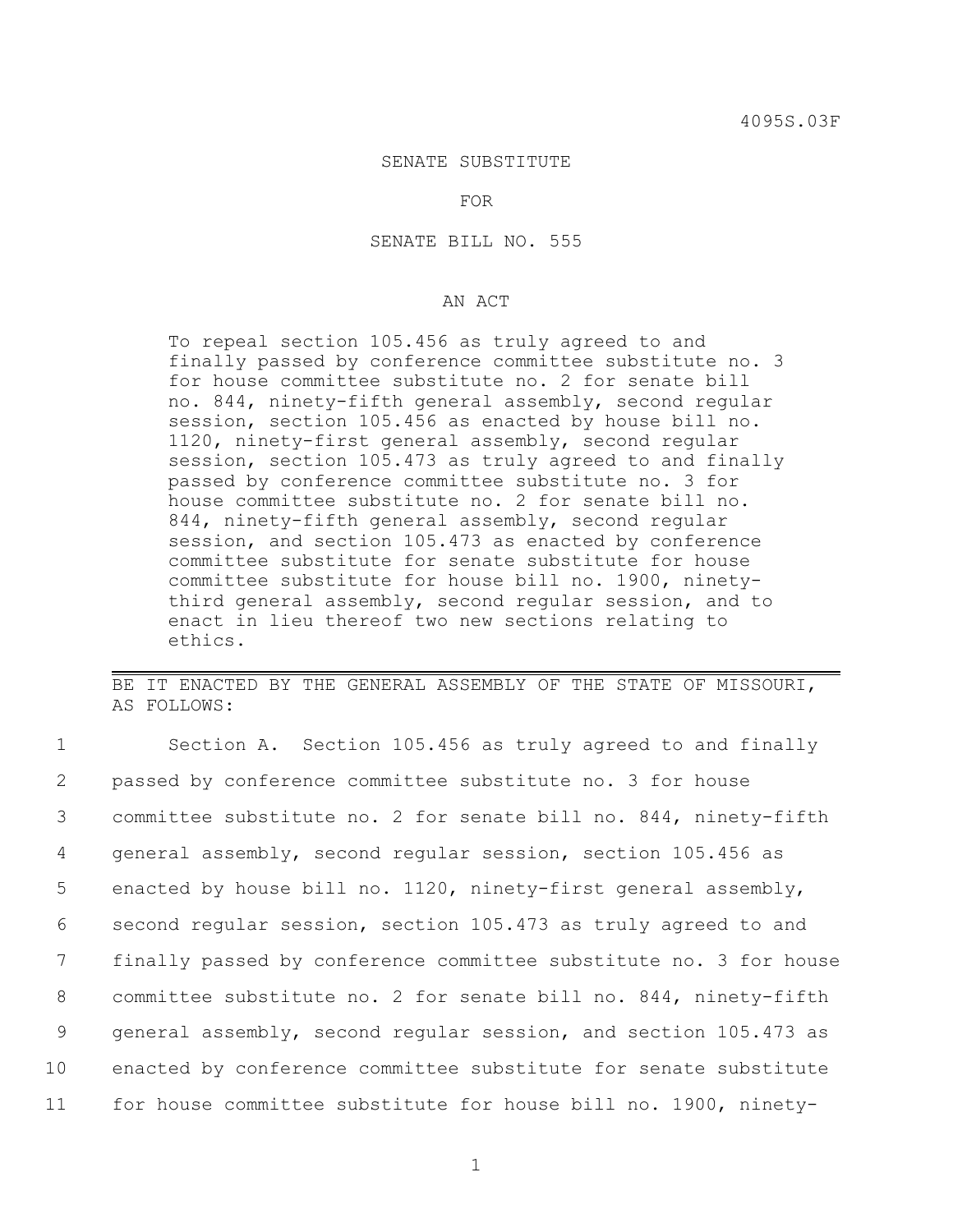4095S.03F

SENATE SUBSTITUTE

FOR

SENATE BILL NO. 555

AN ACT

To repeal section 105.456 as truly agreed to and finally passed by conference committee substitute no. 3 for house committee substitute no. 2 for senate bill no. 844, ninety-fifth general assembly, second regular session, section 105.456 as enacted by house bill no. 1120, ninety-first general assembly, second regular session, section 105.473 as truly agreed to and finally passed by conference committee substitute no. 3 for house committee substitute no. 2 for senate bill no. 844, ninety-fifth general assembly, second regular session, and section 105.473 as enacted by conference committee substitute for senate substitute for house committee substitute for house bill no. 1900, ninety-third general assembly, second regular session, and to enact in lieu thereof two new sections relating to ethics.

---

BE IT ENACTED BY THE GENERAL ASSEMBLY OF THE STATE OF MISSOURI, AS FOLLOWS:

1 Section A. Section 105.456 as truly agreed to and finally
2 passed by conference committee substitute no. 3 for house
3 committee substitute no. 2 for senate bill no. 844, ninety-fifth
4 general assembly, second regular session, section 105.456 as
5 enacted by house bill no. 1120, ninety-first general assembly,
6 second regular session, section 105.473 as truly agreed to and
7 finally passed by conference committee substitute no. 3 for house
8 committee substitute no. 2 for senate bill no. 844, ninety-fifth
9 general assembly, second regular session, and section 105.473 as
10 enacted by conference committee substitute for senate substitute
11 for house committee substitute for house bill no. 1900, ninety-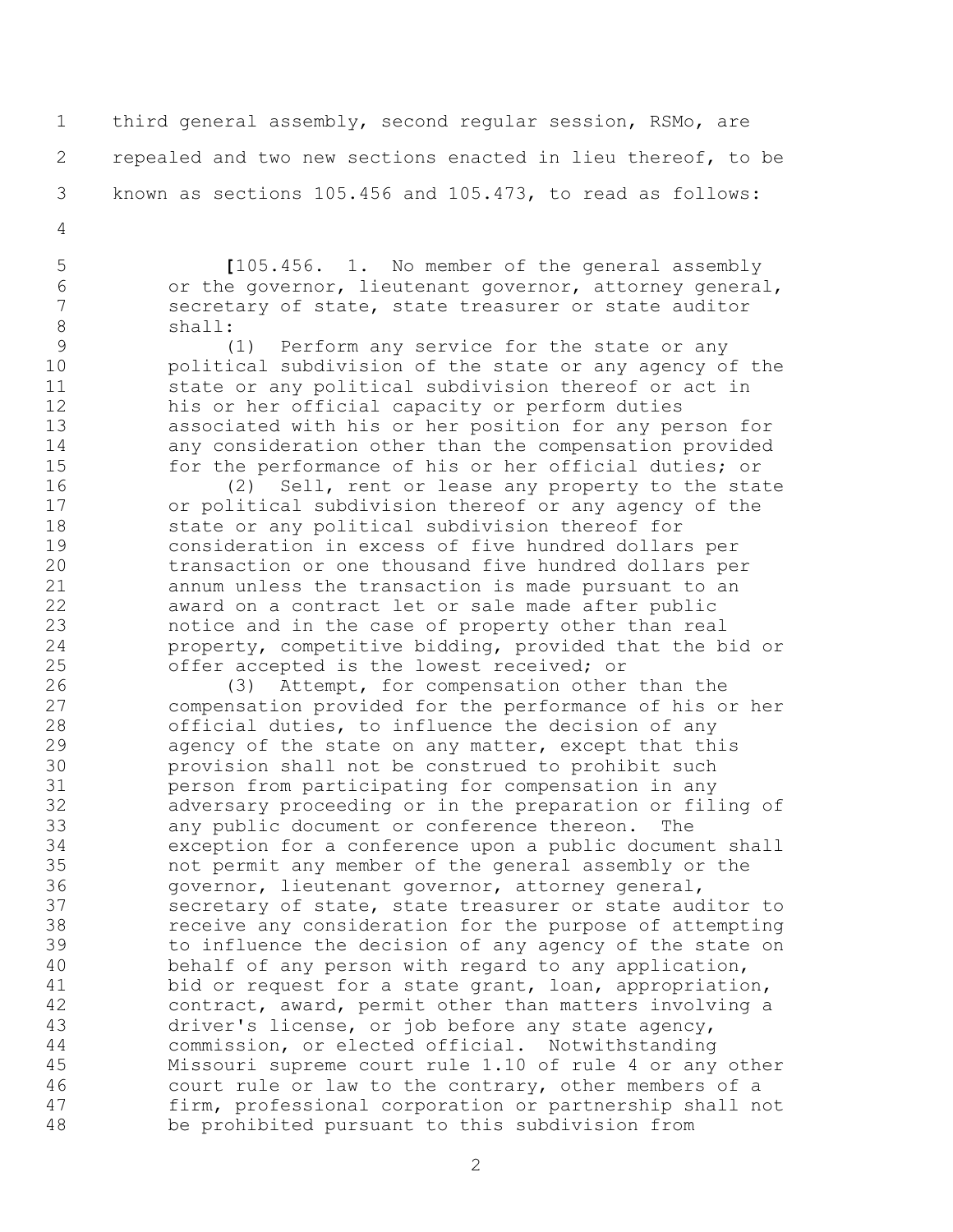third general assembly, second regular session, RSMo, are repealed and two new sections enacted in lieu thereof, to be known as sections 105.456 and 105.473, to read as follows:

[105.456. 1. No member of the general assembly or the governor, lieutenant governor, attorney general, secretary of state, state treasurer or state auditor shall:

(1) Perform any service for the state or any political subdivision of the state or any agency of the state or any political subdivision thereof or act in his or her official capacity or perform duties associated with his or her position for any person for any consideration other than the compensation provided for the performance of his or her official duties; or

(2) Sell, rent or lease any property to the state or political subdivision thereof or any agency of the state or any political subdivision thereof for consideration in excess of five hundred dollars per transaction or one thousand five hundred dollars per annum unless the transaction is made pursuant to an award on a contract let or sale made after public notice and in the case of property other than real property, competitive bidding, provided that the bid or offer accepted is the lowest received; or

(3) Attempt, for compensation other than the compensation provided for the performance of his or her official duties, to influence the decision of any agency of the state on any matter, except that this provision shall not be construed to prohibit such person from participating for compensation in any adversary proceeding or in the preparation or filing of any public document or conference thereon. The exception for a conference upon a public document shall not permit any member of the general assembly or the governor, lieutenant governor, attorney general, secretary of state, state treasurer or state auditor to receive any consideration for the purpose of attempting to influence the decision of any agency of the state on behalf of any person with regard to any application, bid or request for a state grant, loan, appropriation, contract, award, permit other than matters involving a driver's license, or job before any state agency, commission, or elected official. Notwithstanding Missouri supreme court rule 1.10 of rule 4 or any other court rule or law to the contrary, other members of a firm, professional corporation or partnership shall not be prohibited pursuant to this subdivision from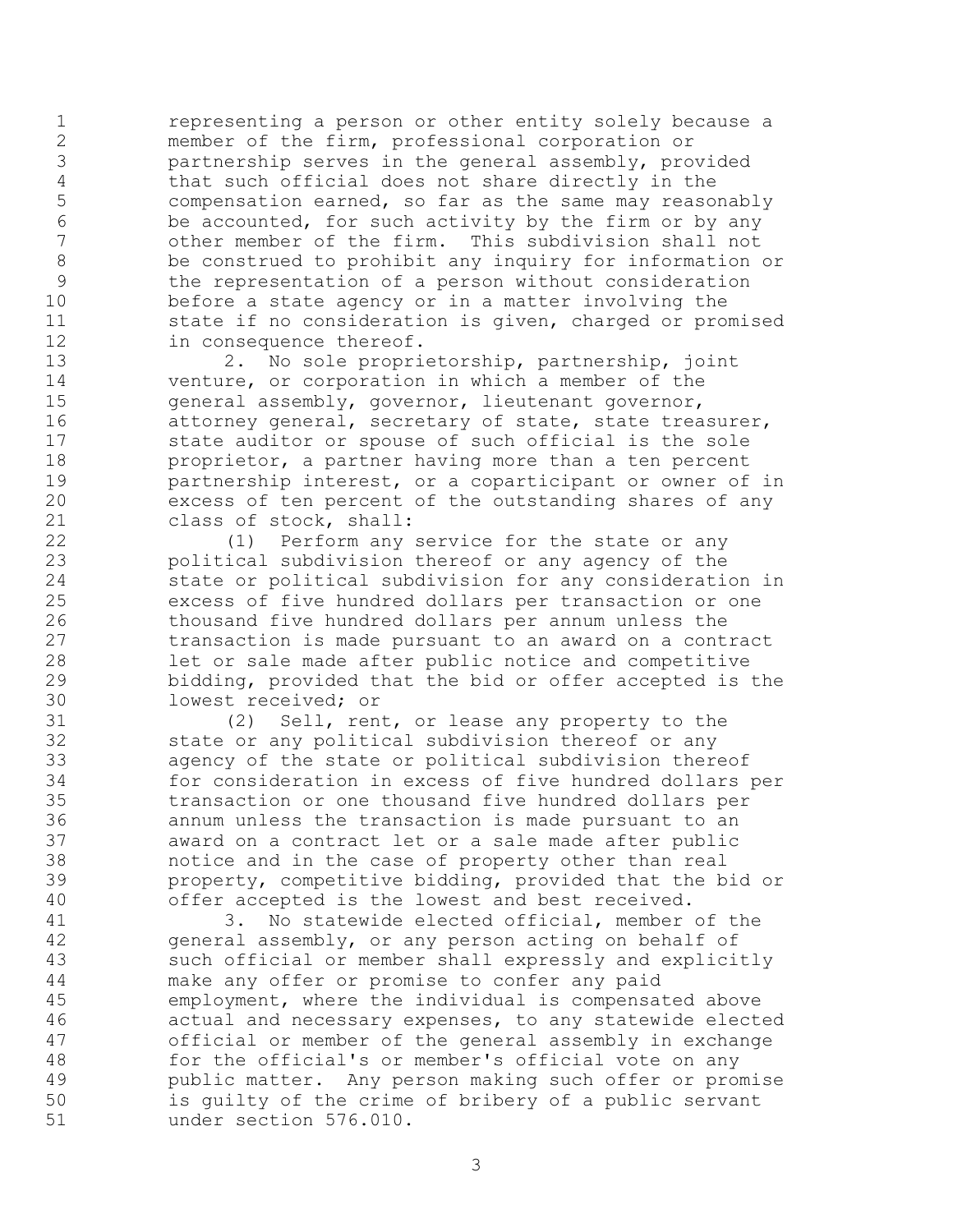representing a person or other entity solely because a member of the firm, professional corporation or partnership serves in the general assembly, provided that such official does not share directly in the compensation earned, so far as the same may reasonably be accounted, for such activity by the firm or by any other member of the firm. This subdivision shall not be construed to prohibit any inquiry for information or the representation of a person without consideration before a state agency or in a matter involving the state if no consideration is given, charged or promised in consequence thereof.

2. No sole proprietorship, partnership, joint venture, or corporation in which a member of the general assembly, governor, lieutenant governor, attorney general, secretary of state, state treasurer, state auditor or spouse of such official is the sole proprietor, a partner having more than a ten percent partnership interest, or a coparticipant or owner of in excess of ten percent of the outstanding shares of any class of stock, shall:

(1) Perform any service for the state or any political subdivision thereof or any agency of the state or political subdivision for any consideration in excess of five hundred dollars per transaction or one thousand five hundred dollars per annum unless the transaction is made pursuant to an award on a contract let or sale made after public notice and competitive bidding, provided that the bid or offer accepted is the lowest received; or

(2) Sell, rent, or lease any property to the state or any political subdivision thereof or any agency of the state or political subdivision thereof for consideration in excess of five hundred dollars per transaction or one thousand five hundred dollars per annum unless the transaction is made pursuant to an award on a contract let or a sale made after public notice and in the case of property other than real property, competitive bidding, provided that the bid or offer accepted is the lowest and best received.

3. No statewide elected official, member of the general assembly, or any person acting on behalf of such official or member shall expressly and explicitly make any offer or promise to confer any paid employment, where the individual is compensated above actual and necessary expenses, to any statewide elected official or member of the general assembly in exchange for the official's or member's official vote on any public matter. Any person making such offer or promise is guilty of the crime of bribery of a public servant under section 576.010.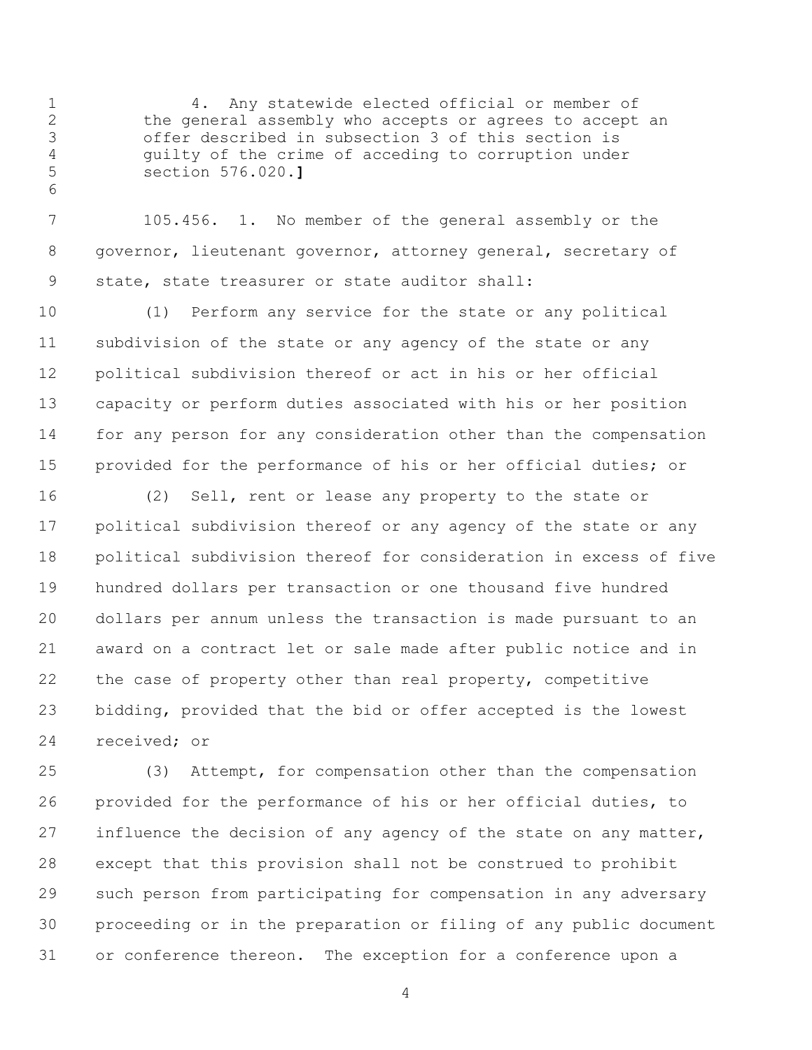4. Any statewide elected official or member of the general assembly who accepts or agrees to accept an offer described in subsection 3 of this section is guilty of the crime of acceding to corruption under section 576.020.**]**

105.456. 1. No member of the general assembly or the governor, lieutenant governor, attorney general, secretary of state, state treasurer or state auditor shall:

(1) Perform any service for the state or any political subdivision of the state or any agency of the state or any political subdivision thereof or act in his or her official capacity or perform duties associated with his or her position for any person for any consideration other than the compensation provided for the performance of his or her official duties; or

(2) Sell, rent or lease any property to the state or political subdivision thereof or any agency of the state or any political subdivision thereof for consideration in excess of five hundred dollars per transaction or one thousand five hundred dollars per annum unless the transaction is made pursuant to an award on a contract let or sale made after public notice and in the case of property other than real property, competitive bidding, provided that the bid or offer accepted is the lowest received; or

(3) Attempt, for compensation other than the compensation provided for the performance of his or her official duties, to influence the decision of any agency of the state on any matter, except that this provision shall not be construed to prohibit such person from participating for compensation in any adversary proceeding or in the preparation or filing of any public document or conference thereon. The exception for a conference upon a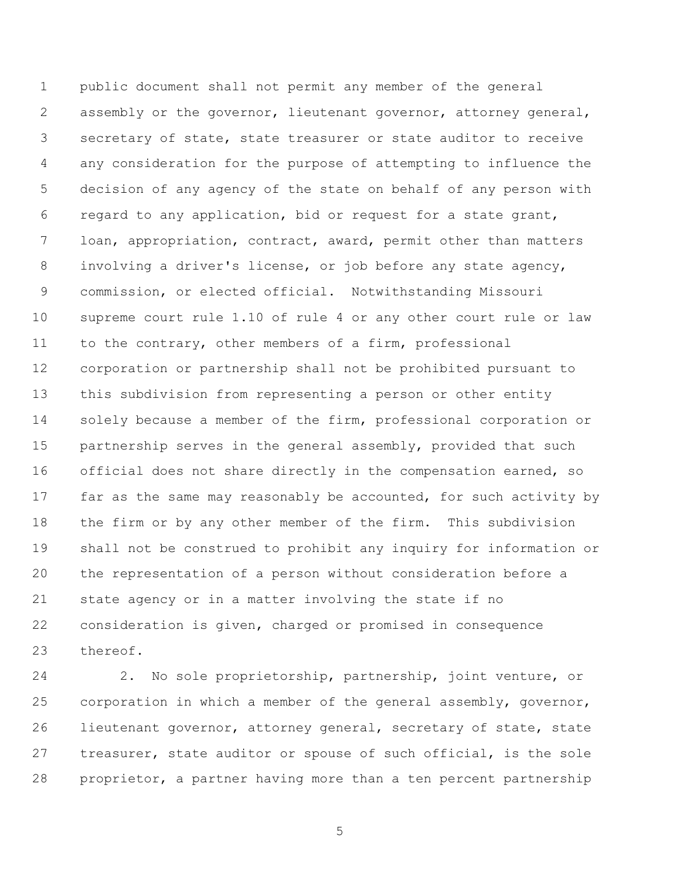public document shall not permit any member of the general assembly or the governor, lieutenant governor, attorney general, secretary of state, state treasurer or state auditor to receive any consideration for the purpose of attempting to influence the decision of any agency of the state on behalf of any person with regard to any application, bid or request for a state grant, loan, appropriation, contract, award, permit other than matters involving a driver's license, or job before any state agency, commission, or elected official. Notwithstanding Missouri supreme court rule 1.10 of rule 4 or any other court rule or law to the contrary, other members of a firm, professional corporation or partnership shall not be prohibited pursuant to this subdivision from representing a person or other entity solely because a member of the firm, professional corporation or partnership serves in the general assembly, provided that such official does not share directly in the compensation earned, so far as the same may reasonably be accounted, for such activity by the firm or by any other member of the firm. This subdivision shall not be construed to prohibit any inquiry for information or the representation of a person without consideration before a state agency or in a matter involving the state if no consideration is given, charged or promised in consequence thereof.

2. No sole proprietorship, partnership, joint venture, or corporation in which a member of the general assembly, governor, lieutenant governor, attorney general, secretary of state, state treasurer, state auditor or spouse of such official, is the sole proprietor, a partner having more than a ten percent partnership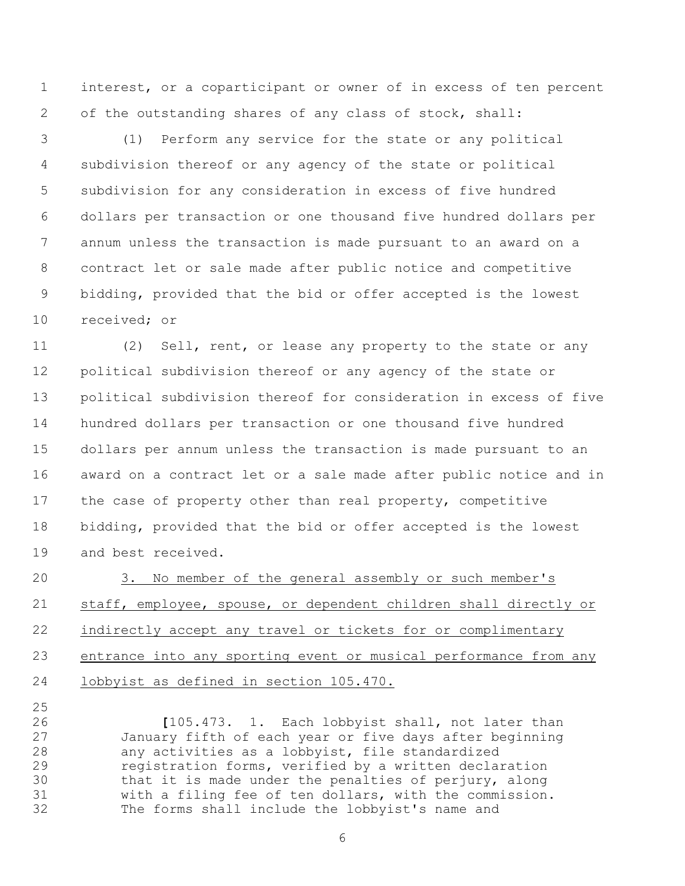interest, or a coparticipant or owner of in excess of ten percent of the outstanding shares of any class of stock, shall:

(1) Perform any service for the state or any political subdivision thereof or any agency of the state or political subdivision for any consideration in excess of five hundred dollars per transaction or one thousand five hundred dollars per annum unless the transaction is made pursuant to an award on a contract let or sale made after public notice and competitive bidding, provided that the bid or offer accepted is the lowest received; or

(2) Sell, rent, or lease any property to the state or any political subdivision thereof or any agency of the state or political subdivision thereof for consideration in excess of five hundred dollars per transaction or one thousand five hundred dollars per annum unless the transaction is made pursuant to an award on a contract let or a sale made after public notice and in the case of property other than real property, competitive bidding, provided that the bid or offer accepted is the lowest and best received.

<u>3. No member of the general assembly or such member's staff, employee, spouse, or dependent children shall directly or indirectly accept any travel or tickets for or complimentary entrance into any sporting event or musical performance from any lobbyist as defined in section 105.470.</u>

[105.473. 1. Each lobbyist shall, not later than January fifth of each year or five days after beginning any activities as a lobbyist, file standardized registration forms, verified by a written declaration that it is made under the penalties of perjury, along with a filing fee of ten dollars, with the commission. The forms shall include the lobbyist's name and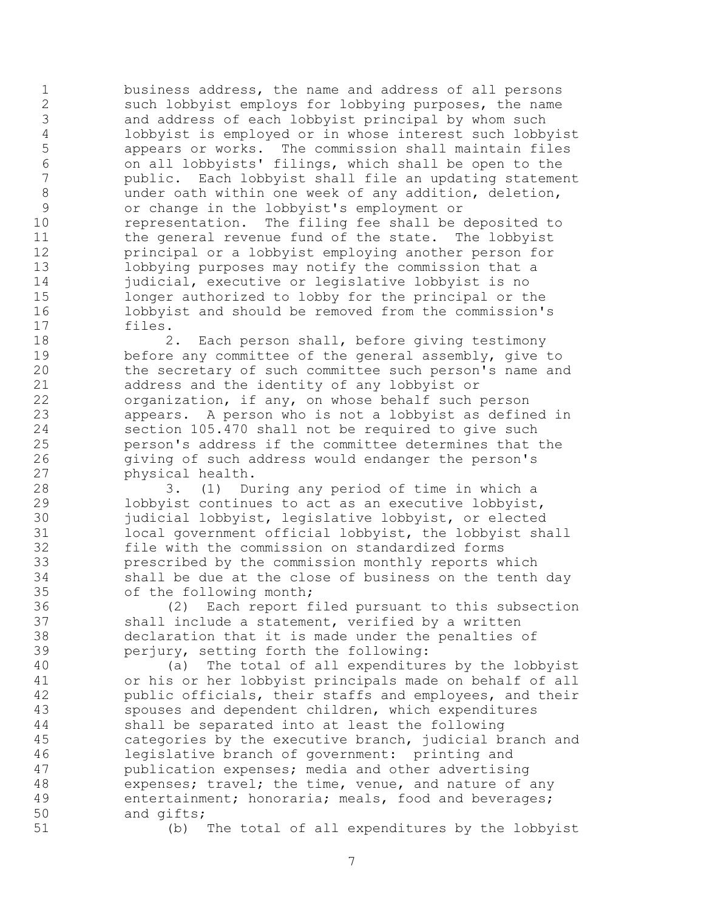business address, the name and address of all persons such lobbyist employs for lobbying purposes, the name and address of each lobbyist principal by whom such lobbyist is employed or in whose interest such lobbyist appears or works. The commission shall maintain files on all lobbyists' filings, which shall be open to the public. Each lobbyist shall file an updating statement under oath within one week of any addition, deletion, or change in the lobbyist's employment or representation. The filing fee shall be deposited to the general revenue fund of the state. The lobbyist principal or a lobbyist employing another person for lobbying purposes may notify the commission that a judicial, executive or legislative lobbyist is no longer authorized to lobby for the principal or the lobbyist and should be removed from the commission's files.

2. Each person shall, before giving testimony before any committee of the general assembly, give to the secretary of such committee such person's name and address and the identity of any lobbyist or organization, if any, on whose behalf such person appears. A person who is not a lobbyist as defined in section 105.470 shall not be required to give such person's address if the committee determines that the giving of such address would endanger the person's physical health.

3. (1) During any period of time in which a lobbyist continues to act as an executive lobbyist, judicial lobbyist, legislative lobbyist, or elected local government official lobbyist, the lobbyist shall file with the commission on standardized forms prescribed by the commission monthly reports which shall be due at the close of business on the tenth day of the following month;

(2) Each report filed pursuant to this subsection shall include a statement, verified by a written declaration that it is made under the penalties of perjury, setting forth the following:

(a) The total of all expenditures by the lobbyist or his or her lobbyist principals made on behalf of all public officials, their staffs and employees, and their spouses and dependent children, which expenditures shall be separated into at least the following categories by the executive branch, judicial branch and legislative branch of government: printing and publication expenses; media and other advertising expenses; travel; the time, venue, and nature of any entertainment; honoraria; meals, food and beverages; and gifts;

(b) The total of all expenditures by the lobbyist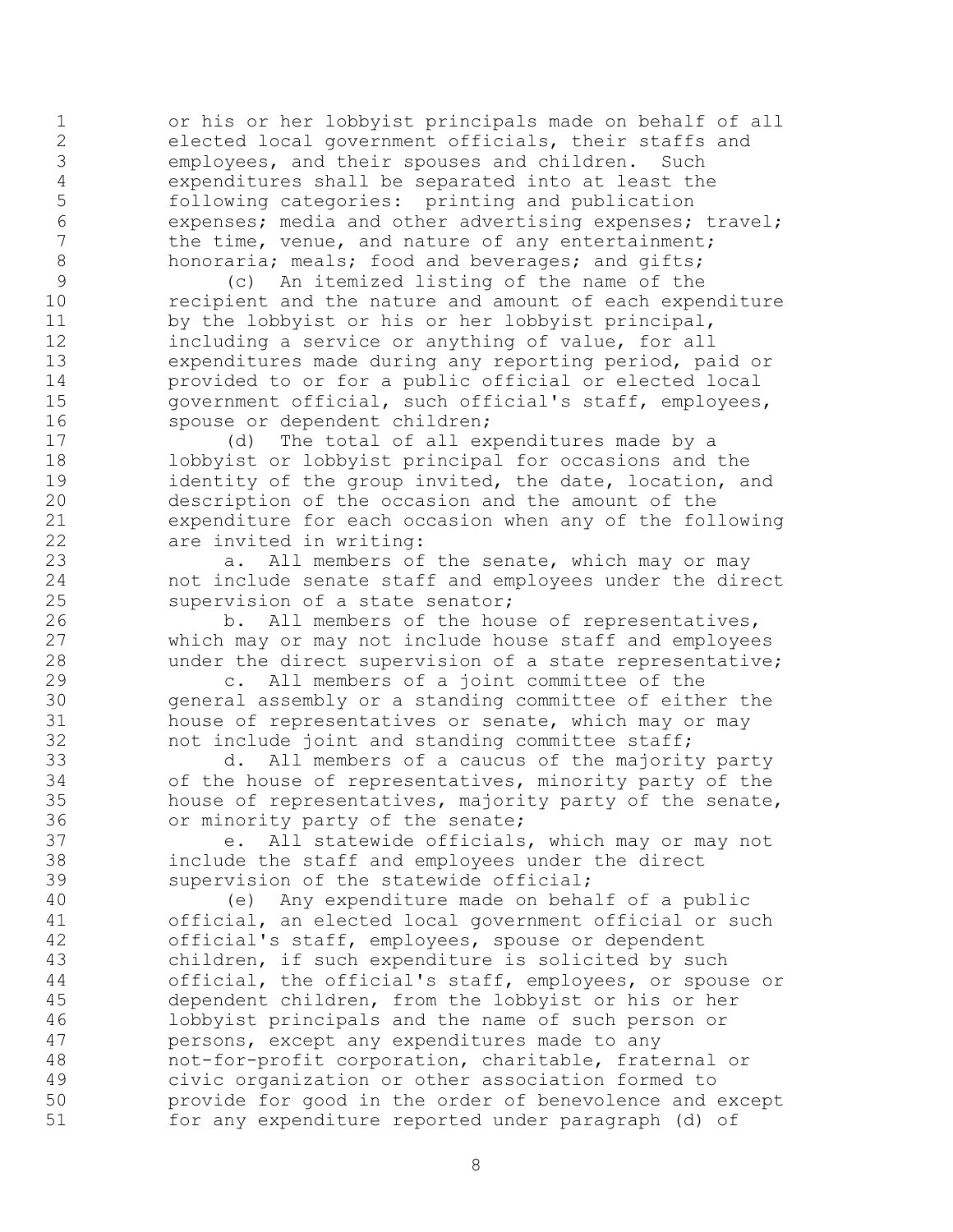or his or her lobbyist principals made on behalf of all elected local government officials, their staffs and employees, and their spouses and children. Such expenditures shall be separated into at least the following categories: printing and publication expenses; media and other advertising expenses; travel; the time, venue, and nature of any entertainment; honoraria; meals; food and beverages; and gifts;

(c) An itemized listing of the name of the recipient and the nature and amount of each expenditure by the lobbyist or his or her lobbyist principal, including a service or anything of value, for all expenditures made during any reporting period, paid or provided to or for a public official or elected local government official, such official's staff, employees, spouse or dependent children;

(d) The total of all expenditures made by a lobbyist or lobbyist principal for occasions and the identity of the group invited, the date, location, and description of the occasion and the amount of the expenditure for each occasion when any of the following are invited in writing:

a. All members of the senate, which may or may not include senate staff and employees under the direct supervision of a state senator;

b. All members of the house of representatives, which may or may not include house staff and employees under the direct supervision of a state representative;

c. All members of a joint committee of the general assembly or a standing committee of either the house of representatives or senate, which may or may not include joint and standing committee staff;

d. All members of a caucus of the majority party of the house of representatives, minority party of the house of representatives, majority party of the senate, or minority party of the senate;

e. All statewide officials, which may or may not include the staff and employees under the direct supervision of the statewide official;

(e) Any expenditure made on behalf of a public official, an elected local government official or such official's staff, employees, spouse or dependent children, if such expenditure is solicited by such official, the official's staff, employees, or spouse or dependent children, from the lobbyist or his or her lobbyist principals and the name of such person or persons, except any expenditures made to any not-for-profit corporation, charitable, fraternal or civic organization or other association formed to provide for good in the order of benevolence and except for any expenditure reported under paragraph (d) of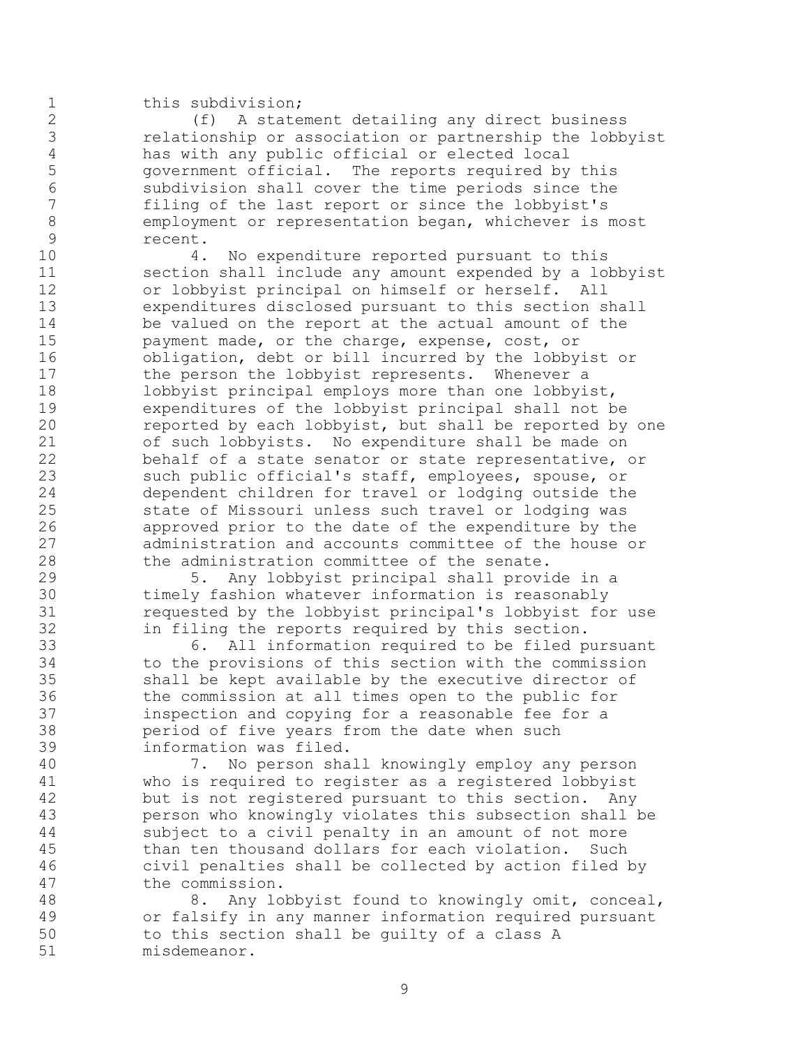this subdivision;

(f) A statement detailing any direct business relationship or association or partnership the lobbyist has with any public official or elected local government official. The reports required by this subdivision shall cover the time periods since the filing of the last report or since the lobbyist's employment or representation began, whichever is most recent.

4. No expenditure reported pursuant to this section shall include any amount expended by a lobbyist or lobbyist principal on himself or herself. All expenditures disclosed pursuant to this section shall be valued on the report at the actual amount of the payment made, or the charge, expense, cost, or obligation, debt or bill incurred by the lobbyist or the person the lobbyist represents. Whenever a lobbyist principal employs more than one lobbyist, expenditures of the lobbyist principal shall not be reported by each lobbyist, but shall be reported by one of such lobbyists. No expenditure shall be made on behalf of a state senator or state representative, or such public official's staff, employees, spouse, or dependent children for travel or lodging outside the state of Missouri unless such travel or lodging was approved prior to the date of the expenditure by the administration and accounts committee of the house or the administration committee of the senate.

5. Any lobbyist principal shall provide in a timely fashion whatever information is reasonably requested by the lobbyist principal's lobbyist for use in filing the reports required by this section.

6. All information required to be filed pursuant to the provisions of this section with the commission shall be kept available by the executive director of the commission at all times open to the public for inspection and copying for a reasonable fee for a period of five years from the date when such information was filed.

7. No person shall knowingly employ any person who is required to register as a registered lobbyist but is not registered pursuant to this section. Any person who knowingly violates this subsection shall be subject to a civil penalty in an amount of not more than ten thousand dollars for each violation. Such civil penalties shall be collected by action filed by the commission.

8. Any lobbyist found to knowingly omit, conceal, or falsify in any manner information required pursuant to this section shall be guilty of a class A misdemeanor.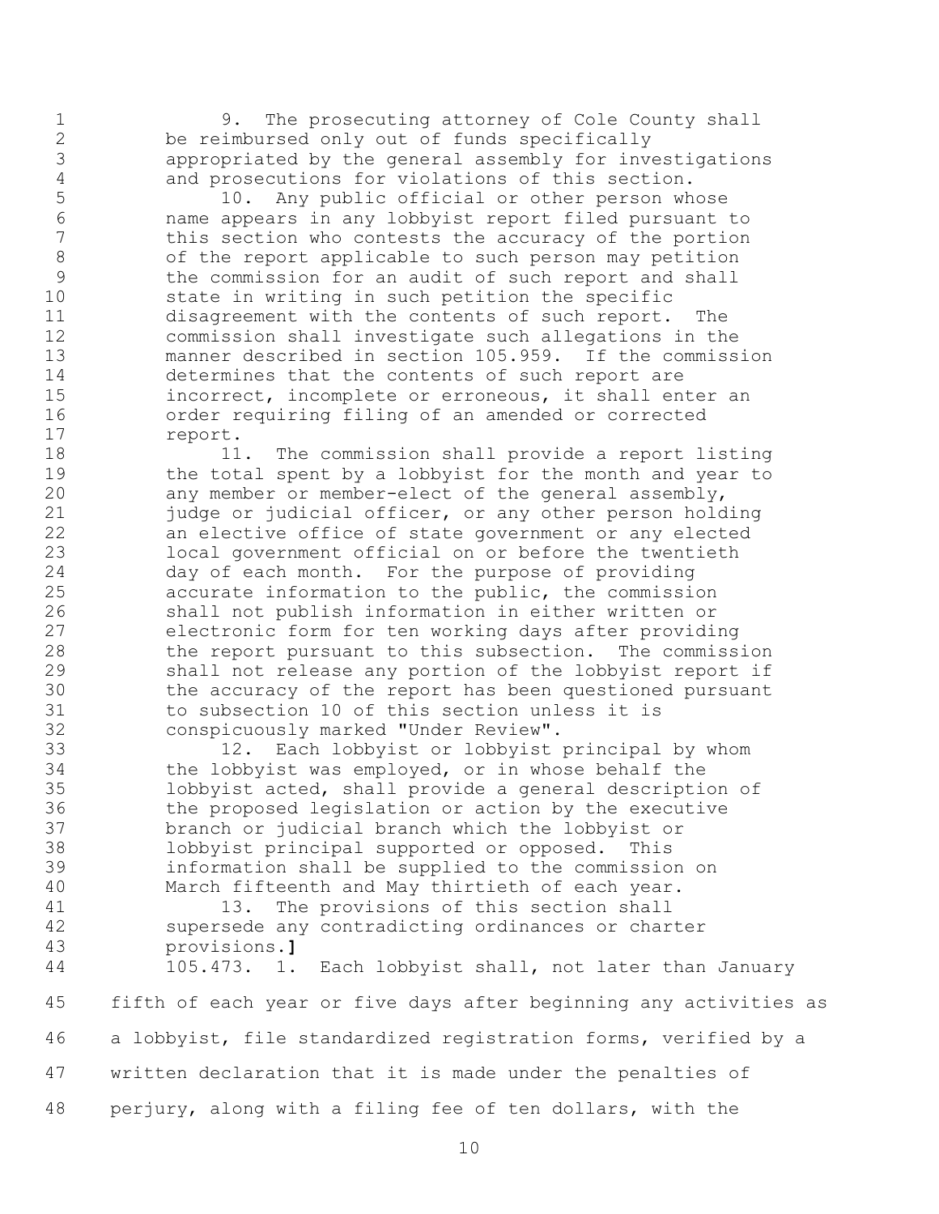9. The prosecuting attorney of Cole County shall be reimbursed only out of funds specifically appropriated by the general assembly for investigations and prosecutions for violations of this section.

10. Any public official or other person whose name appears in any lobbyist report filed pursuant to this section who contests the accuracy of the portion of the report applicable to such person may petition the commission for an audit of such report and shall state in writing in such petition the specific disagreement with the contents of such report. The commission shall investigate such allegations in the manner described in section 105.959. If the commission determines that the contents of such report are incorrect, incomplete or erroneous, it shall enter an order requiring filing of an amended or corrected report.

11. The commission shall provide a report listing the total spent by a lobbyist for the month and year to any member or member-elect of the general assembly, judge or judicial officer, or any other person holding an elective office of state government or any elected local government official on or before the twentieth day of each month. For the purpose of providing accurate information to the public, the commission shall not publish information in either written or electronic form for ten working days after providing the report pursuant to this subsection. The commission shall not release any portion of the lobbyist report if the accuracy of the report has been questioned pursuant to subsection 10 of this section unless it is conspicuously marked "Under Review".

12. Each lobbyist or lobbyist principal by whom the lobbyist was employed, or in whose behalf the lobbyist acted, shall provide a general description of the proposed legislation or action by the executive branch or judicial branch which the lobbyist or lobbyist principal supported or opposed. This information shall be supplied to the commission on March fifteenth and May thirtieth of each year.

13. The provisions of this section shall supersede any contradicting ordinances or charter provisions.**]**

105.473. 1. Each lobbyist shall, not later than January fifth of each year or five days after beginning any activities as a lobbyist, file standardized registration forms, verified by a written declaration that it is made under the penalties of perjury, along with a filing fee of ten dollars, with the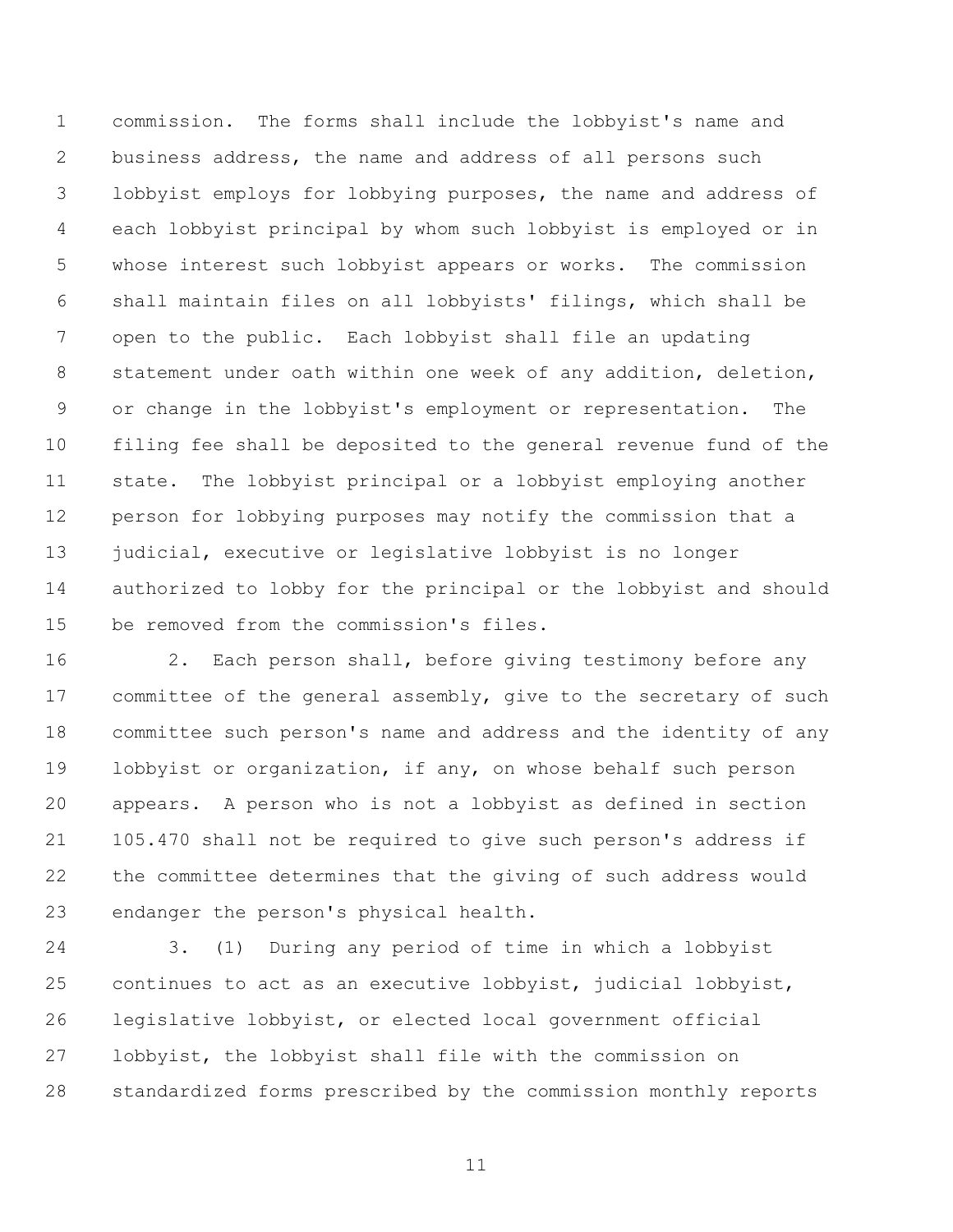commission. The forms shall include the lobbyist's name and business address, the name and address of all persons such lobbyist employs for lobbying purposes, the name and address of each lobbyist principal by whom such lobbyist is employed or in whose interest such lobbyist appears or works. The commission shall maintain files on all lobbyists' filings, which shall be open to the public. Each lobbyist shall file an updating statement under oath within one week of any addition, deletion, or change in the lobbyist's employment or representation. The filing fee shall be deposited to the general revenue fund of the state. The lobbyist principal or a lobbyist employing another person for lobbying purposes may notify the commission that a judicial, executive or legislative lobbyist is no longer authorized to lobby for the principal or the lobbyist and should be removed from the commission's files.

2. Each person shall, before giving testimony before any committee of the general assembly, give to the secretary of such committee such person's name and address and the identity of any lobbyist or organization, if any, on whose behalf such person appears. A person who is not a lobbyist as defined in section 105.470 shall not be required to give such person's address if the committee determines that the giving of such address would endanger the person's physical health.

3. (1) During any period of time in which a lobbyist continues to act as an executive lobbyist, judicial lobbyist, legislative lobbyist, or elected local government official lobbyist, the lobbyist shall file with the commission on standardized forms prescribed by the commission monthly reports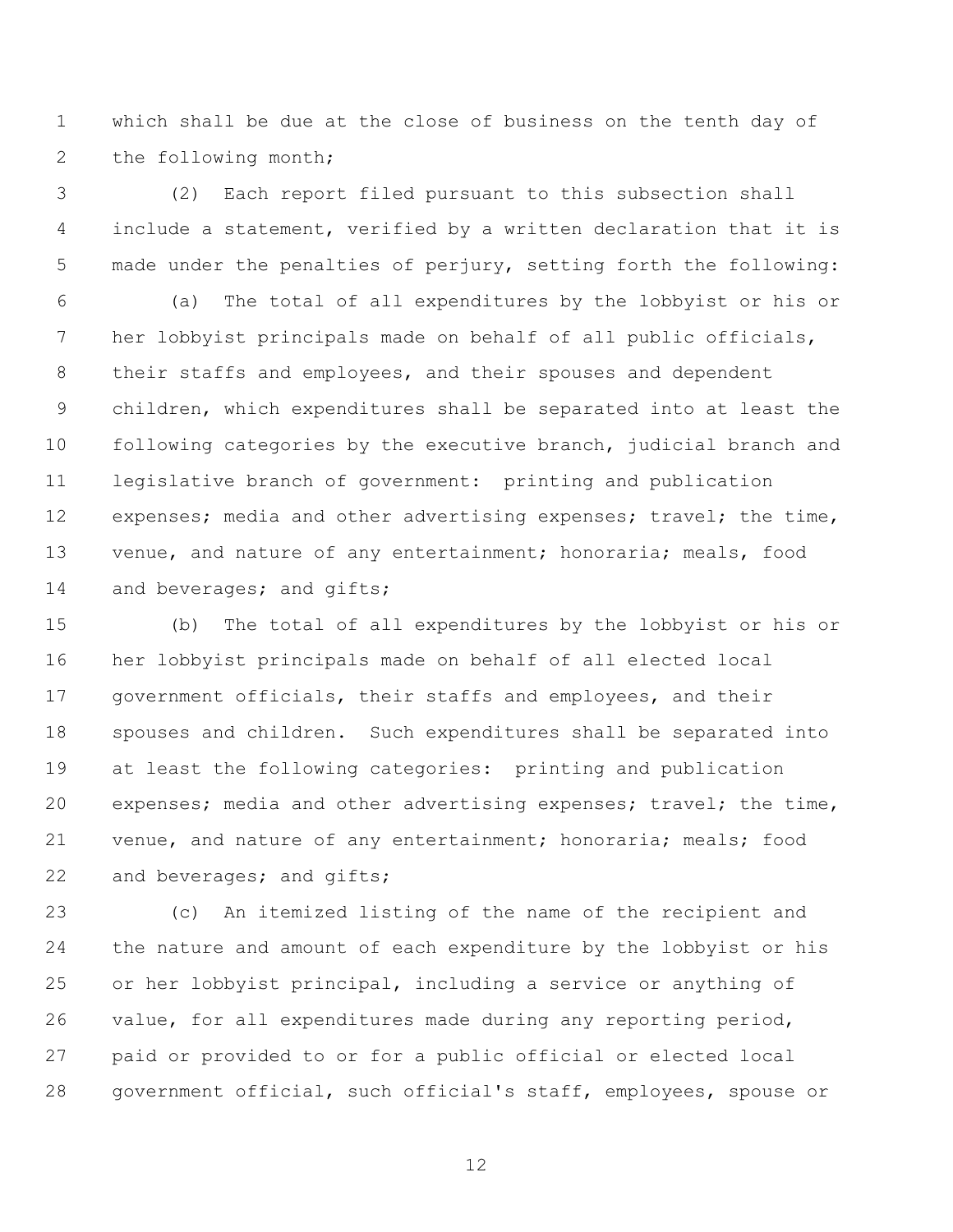which shall be due at the close of business on the tenth day of the following month;

(2) Each report filed pursuant to this subsection shall include a statement, verified by a written declaration that it is made under the penalties of perjury, setting forth the following:

(a) The total of all expenditures by the lobbyist or his or her lobbyist principals made on behalf of all public officials, their staffs and employees, and their spouses and dependent children, which expenditures shall be separated into at least the following categories by the executive branch, judicial branch and legislative branch of government: printing and publication expenses; media and other advertising expenses; travel; the time, venue, and nature of any entertainment; honoraria; meals, food and beverages; and gifts;

(b) The total of all expenditures by the lobbyist or his or her lobbyist principals made on behalf of all elected local government officials, their staffs and employees, and their spouses and children. Such expenditures shall be separated into at least the following categories: printing and publication expenses; media and other advertising expenses; travel; the time, venue, and nature of any entertainment; honoraria; meals; food and beverages; and gifts;

(c) An itemized listing of the name of the recipient and the nature and amount of each expenditure by the lobbyist or his or her lobbyist principal, including a service or anything of value, for all expenditures made during any reporting period, paid or provided to or for a public official or elected local government official, such official's staff, employees, spouse or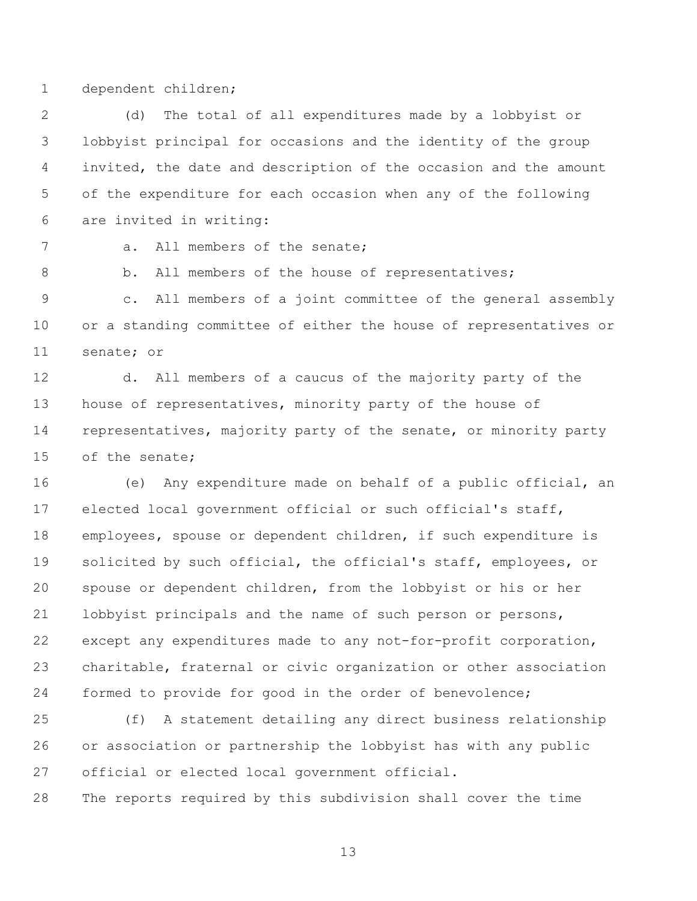dependent children;

(d) The total of all expenditures made by a lobbyist or lobbyist principal for occasions and the identity of the group invited, the date and description of the occasion and the amount of the expenditure for each occasion when any of the following are invited in writing:

a. All members of the senate;

b. All members of the house of representatives;

c. All members of a joint committee of the general assembly or a standing committee of either the house of representatives or senate; or

d. All members of a caucus of the majority party of the house of representatives, minority party of the house of representatives, majority party of the senate, or minority party of the senate;

(e) Any expenditure made on behalf of a public official, an elected local government official or such official's staff, employees, spouse or dependent children, if such expenditure is solicited by such official, the official's staff, employees, or spouse or dependent children, from the lobbyist or his or her lobbyist principals and the name of such person or persons, except any expenditures made to any not-for-profit corporation, charitable, fraternal or civic organization or other association formed to provide for good in the order of benevolence;

(f) A statement detailing any direct business relationship or association or partnership the lobbyist has with any public official or elected local government official.

The reports required by this subdivision shall cover the time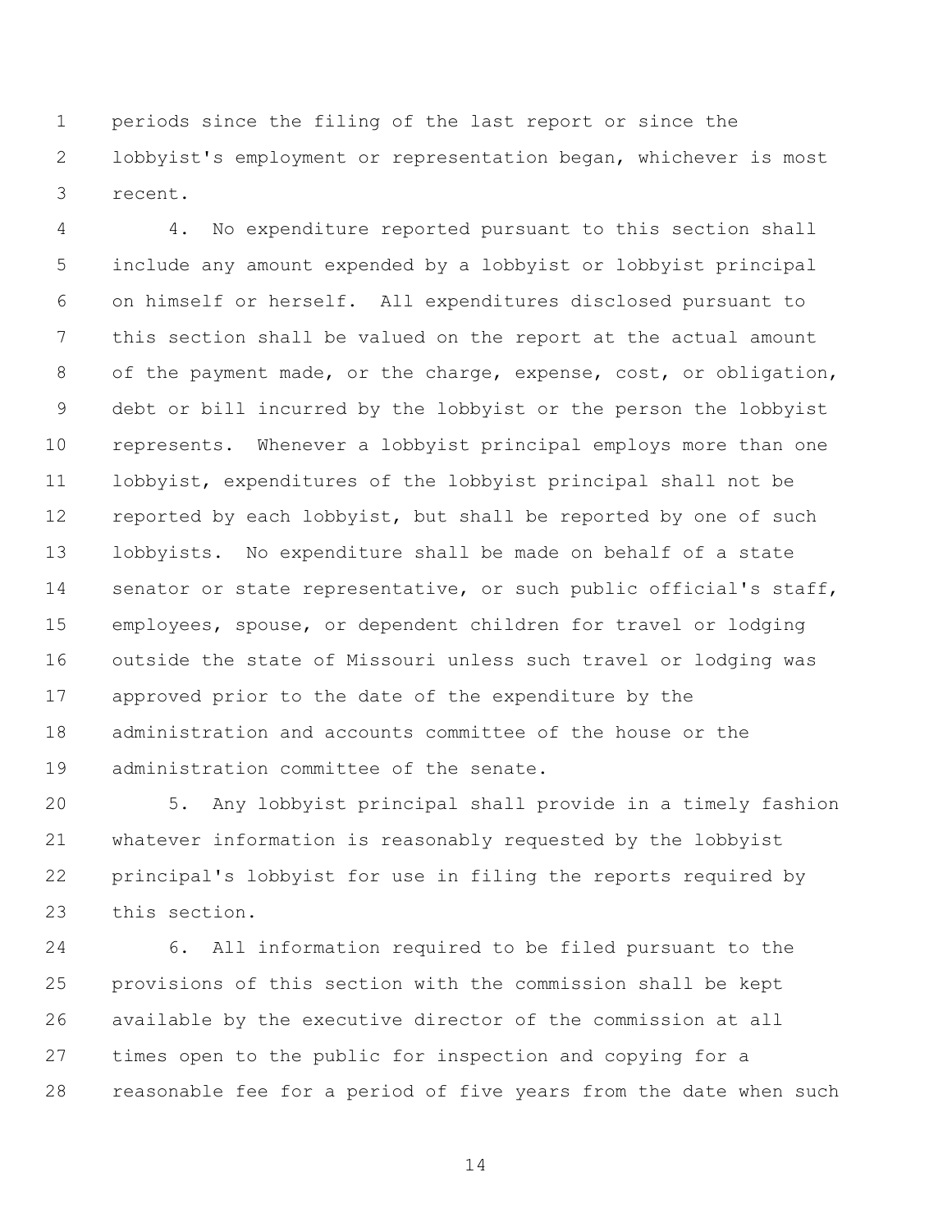periods since the filing of the last report or since the lobbyist's employment or representation began, whichever is most recent.

4. No expenditure reported pursuant to this section shall include any amount expended by a lobbyist or lobbyist principal on himself or herself. All expenditures disclosed pursuant to this section shall be valued on the report at the actual amount of the payment made, or the charge, expense, cost, or obligation, debt or bill incurred by the lobbyist or the person the lobbyist represents. Whenever a lobbyist principal employs more than one lobbyist, expenditures of the lobbyist principal shall not be reported by each lobbyist, but shall be reported by one of such lobbyists. No expenditure shall be made on behalf of a state senator or state representative, or such public official's staff, employees, spouse, or dependent children for travel or lodging outside the state of Missouri unless such travel or lodging was approved prior to the date of the expenditure by the administration and accounts committee of the house or the administration committee of the senate.

5. Any lobbyist principal shall provide in a timely fashion whatever information is reasonably requested by the lobbyist principal's lobbyist for use in filing the reports required by this section.

6. All information required to be filed pursuant to the provisions of this section with the commission shall be kept available by the executive director of the commission at all times open to the public for inspection and copying for a reasonable fee for a period of five years from the date when such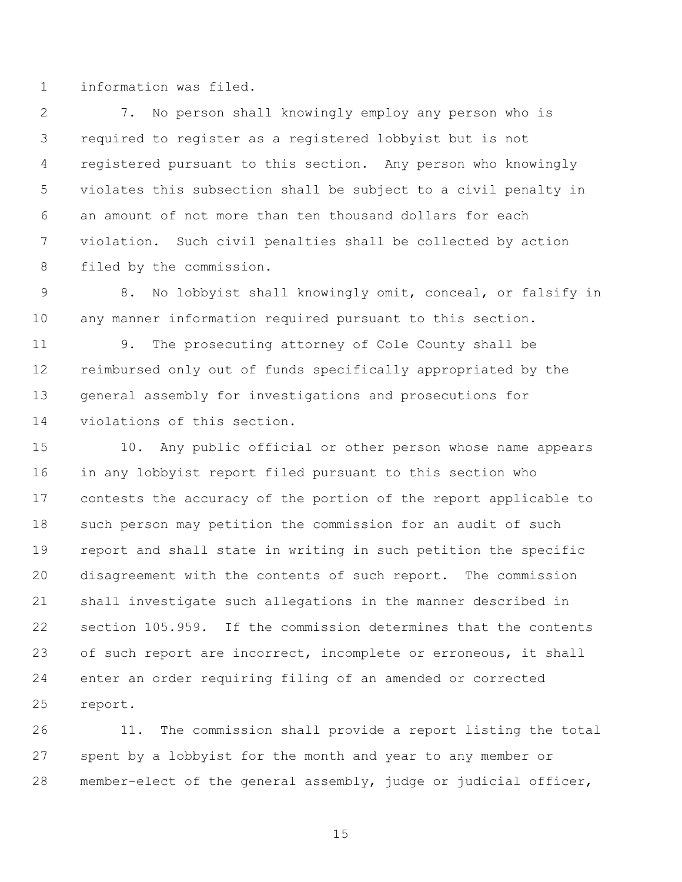information was filed.

7. No person shall knowingly employ any person who is required to register as a registered lobbyist but is not registered pursuant to this section. Any person who knowingly violates this subsection shall be subject to a civil penalty in an amount of not more than ten thousand dollars for each violation. Such civil penalties shall be collected by action filed by the commission.

8. No lobbyist shall knowingly omit, conceal, or falsify in any manner information required pursuant to this section.

9. The prosecuting attorney of Cole County shall be reimbursed only out of funds specifically appropriated by the general assembly for investigations and prosecutions for violations of this section.

10. Any public official or other person whose name appears in any lobbyist report filed pursuant to this section who contests the accuracy of the portion of the report applicable to such person may petition the commission for an audit of such report and shall state in writing in such petition the specific disagreement with the contents of such report. The commission shall investigate such allegations in the manner described in section 105.959. If the commission determines that the contents of such report are incorrect, incomplete or erroneous, it shall enter an order requiring filing of an amended or corrected report.

11. The commission shall provide a report listing the total spent by a lobbyist for the month and year to any member or member-elect of the general assembly, judge or judicial officer,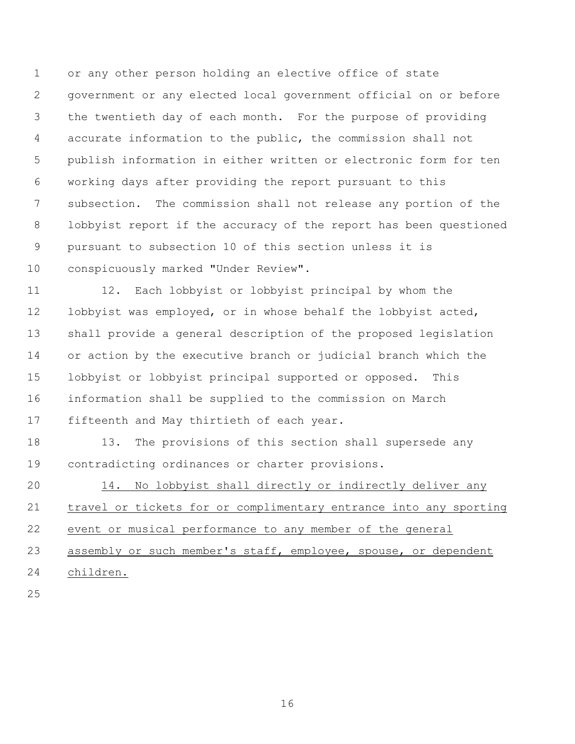or any other person holding an elective office of state government or any elected local government official on or before the twentieth day of each month. For the purpose of providing accurate information to the public, the commission shall not publish information in either written or electronic form for ten working days after providing the report pursuant to this subsection. The commission shall not release any portion of the lobbyist report if the accuracy of the report has been questioned pursuant to subsection 10 of this section unless it is conspicuously marked "Under Review".

12. Each lobbyist or lobbyist principal by whom the lobbyist was employed, or in whose behalf the lobbyist acted, shall provide a general description of the proposed legislation or action by the executive branch or judicial branch which the lobbyist or lobbyist principal supported or opposed. This information shall be supplied to the commission on March fifteenth and May thirtieth of each year.

13. The provisions of this section shall supersede any contradicting ordinances or charter provisions.

<u>14. No lobbyist shall directly or indirectly deliver any travel or tickets for or complimentary entrance into any sporting event or musical performance to any member of the general assembly or such member's staff, employee, spouse, or dependent children.</u>